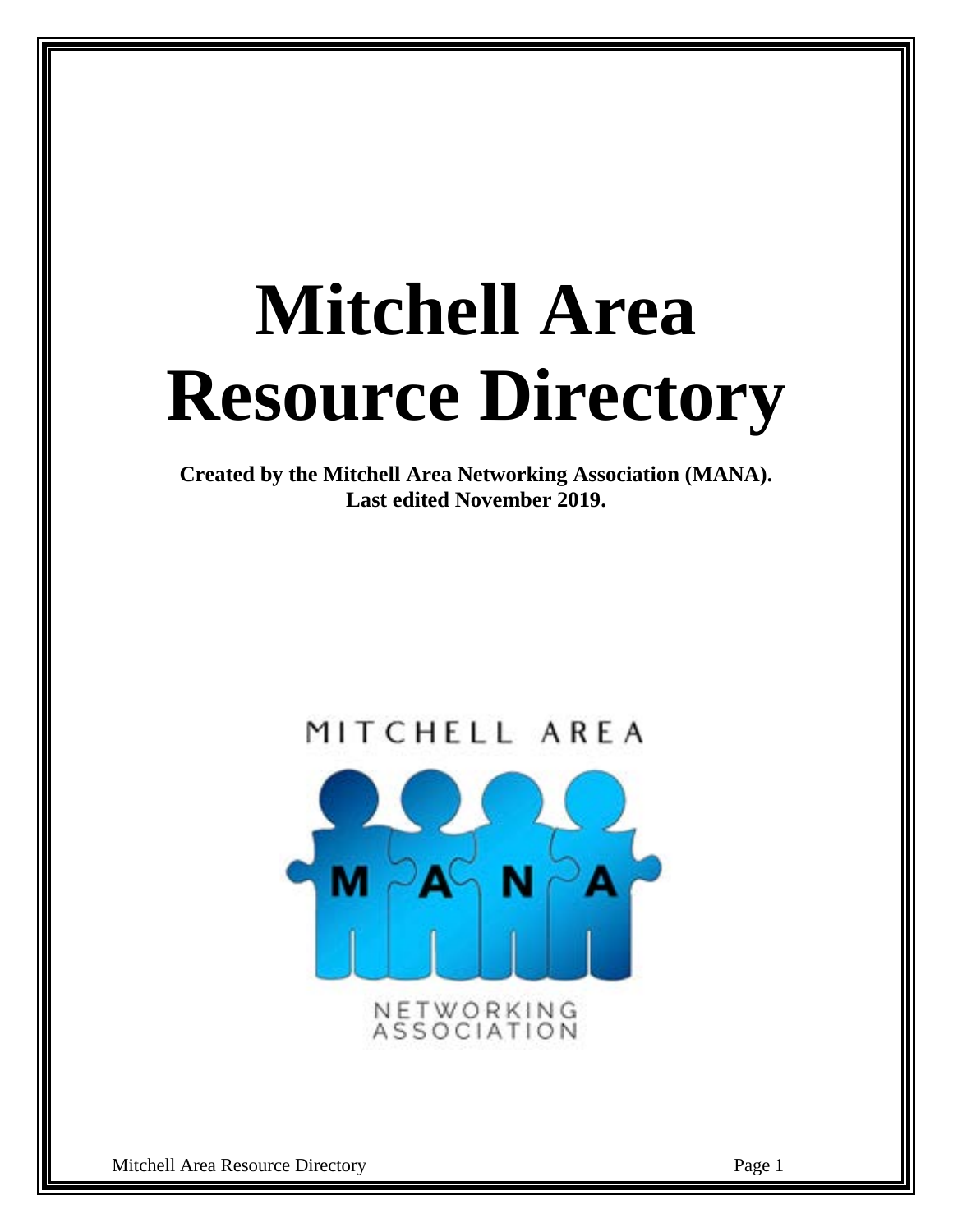# Mitchell Area Resource Directory

**Created by the Mitchell Area Networking Association (MANA).**
**Last edited November 2019.**

MITCHELL AREA

MANA

NETWORKING ASSOCIATION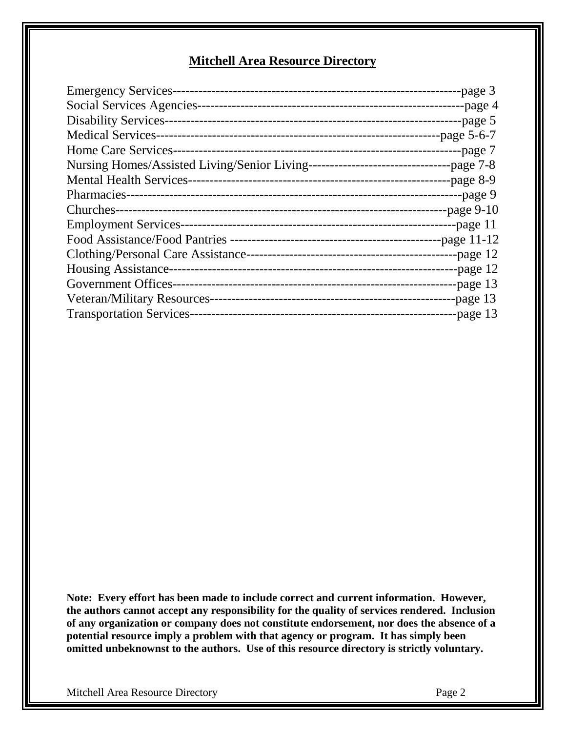# Mitchell Area Resource Directory

Emergency Services------------------------------------------------------------------page 3
Social Services Agencies-------------------------------------------------------------page 4
Disability Services--------------------------------------------------------------------page 5
Medical Services-----------------------------------------------------------------page 5-6-7
Home Care Services-----------------------------------------------------------------page 7
Nursing Homes/Assisted Living/Senior Living--------------------------------page 7-8
Mental Health Services---------------------------------------------------------page 8-9
Pharmacies--------------------------------------------------------------------------page 9
Churches---------------------------------------------------------------------------page 9-10
Employment Services---------------------------------------------------------------page 11
Food Assistance/Food Pantries ----------------------------------------------page 11-12
Clothing/Personal Care Assistance--------------------------------------------page 12
Housing Assistance-----------------------------------------------------------------page 12
Government Offices-----------------------------------------------------------------page 13
Veteran/Military Resources---------------------------------------------------------page 13
Transportation Services-------------------------------------------------------------page 13

**Note: Every effort has been made to include correct and current information. However, the authors cannot accept any responsibility for the quality of services rendered. Inclusion of any organization or company does not constitute endorsement, nor does the absence of a potential resource imply a problem with that agency or program. It has simply been omitted unbeknownst to the authors. Use of this resource directory is strictly voluntary.**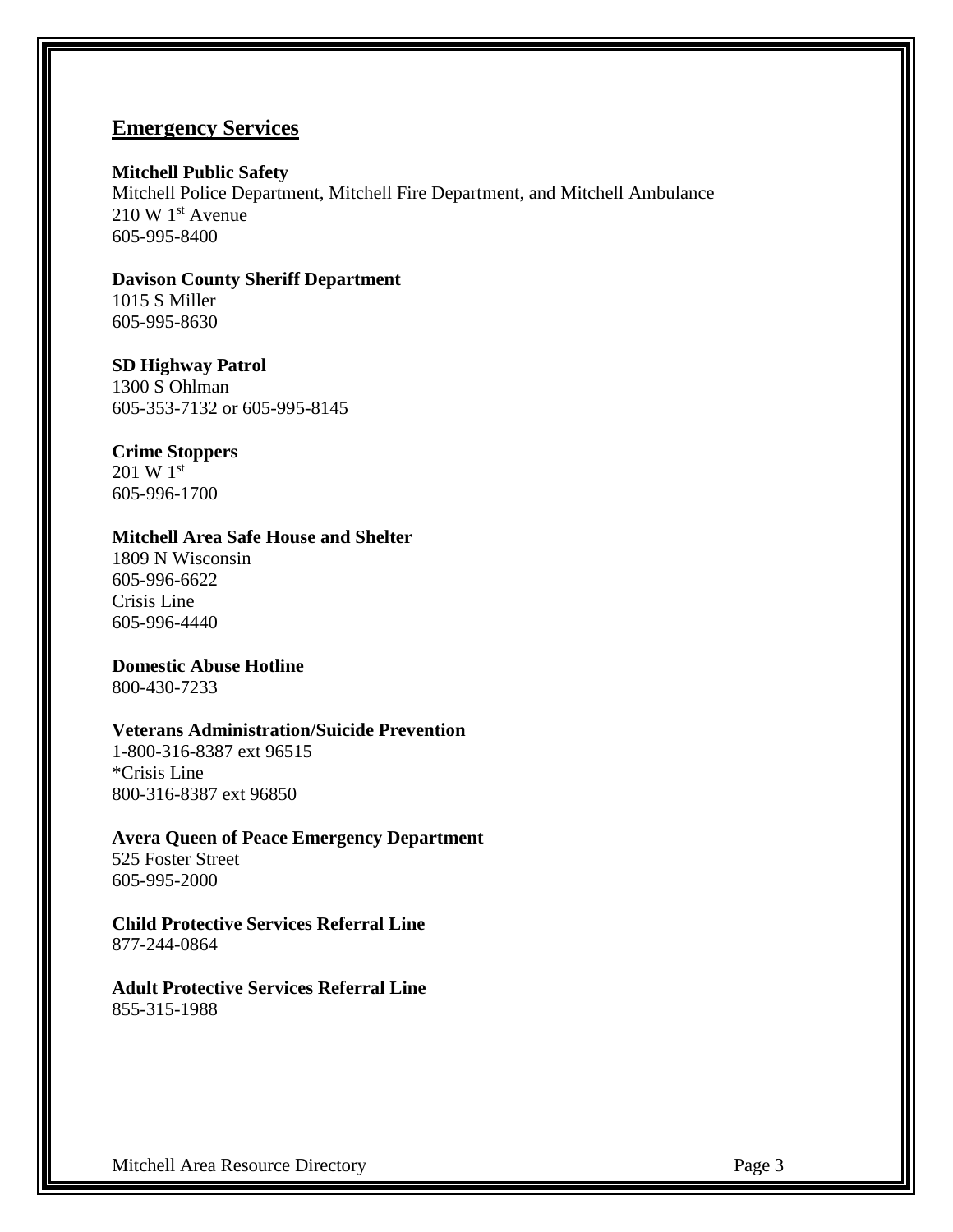## Emergency Services

**Mitchell Public Safety**
Mitchell Police Department, Mitchell Fire Department, and Mitchell Ambulance
210 W 1st Avenue
605-995-8400

**Davison County Sheriff Department**
1015 S Miller
605-995-8630

**SD Highway Patrol**
1300 S Ohlman
605-353-7132 or 605-995-8145

**Crime Stoppers**
201 W 1st
605-996-1700

**Mitchell Area Safe House and Shelter**
1809 N Wisconsin
605-996-6622
Crisis Line
605-996-4440

**Domestic Abuse Hotline**
800-430-7233

**Veterans Administration/Suicide Prevention**
1-800-316-8387 ext 96515
*Crisis Line
800-316-8387 ext 96850

**Avera Queen of Peace Emergency Department**
525 Foster Street
605-995-2000

**Child Protective Services Referral Line**
877-244-0864

**Adult Protective Services Referral Line**
855-315-1988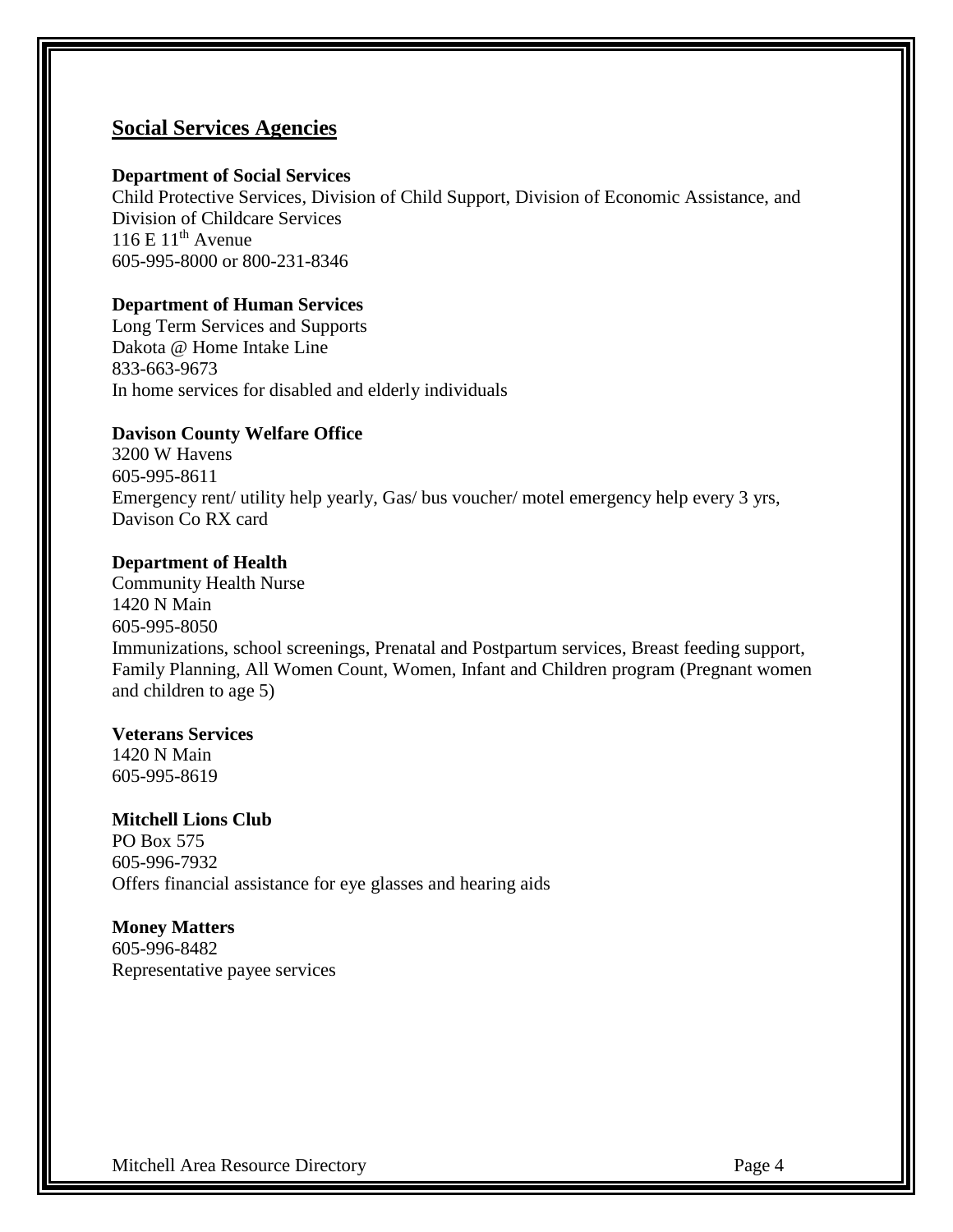## Social Services Agencies

**Department of Social Services**
Child Protective Services, Division of Child Support, Division of Economic Assistance, and Division of Childcare Services
116 E 11th Avenue
605-995-8000 or 800-231-8346

**Department of Human Services**
Long Term Services and Supports
Dakota @ Home Intake Line
833-663-9673
In home services for disabled and elderly individuals

**Davison County Welfare Office**
3200 W Havens
605-995-8611
Emergency rent/ utility help yearly, Gas/ bus voucher/ motel emergency help every 3 yrs, Davison Co RX card

**Department of Health**
Community Health Nurse
1420 N Main
605-995-8050
Immunizations, school screenings, Prenatal and Postpartum services, Breast feeding support, Family Planning, All Women Count, Women, Infant and Children program (Pregnant women and children to age 5)

**Veterans Services**
1420 N Main
605-995-8619

**Mitchell Lions Club**
PO Box 575
605-996-7932
Offers financial assistance for eye glasses and hearing aids

**Money Matters**
605-996-8482
Representative payee services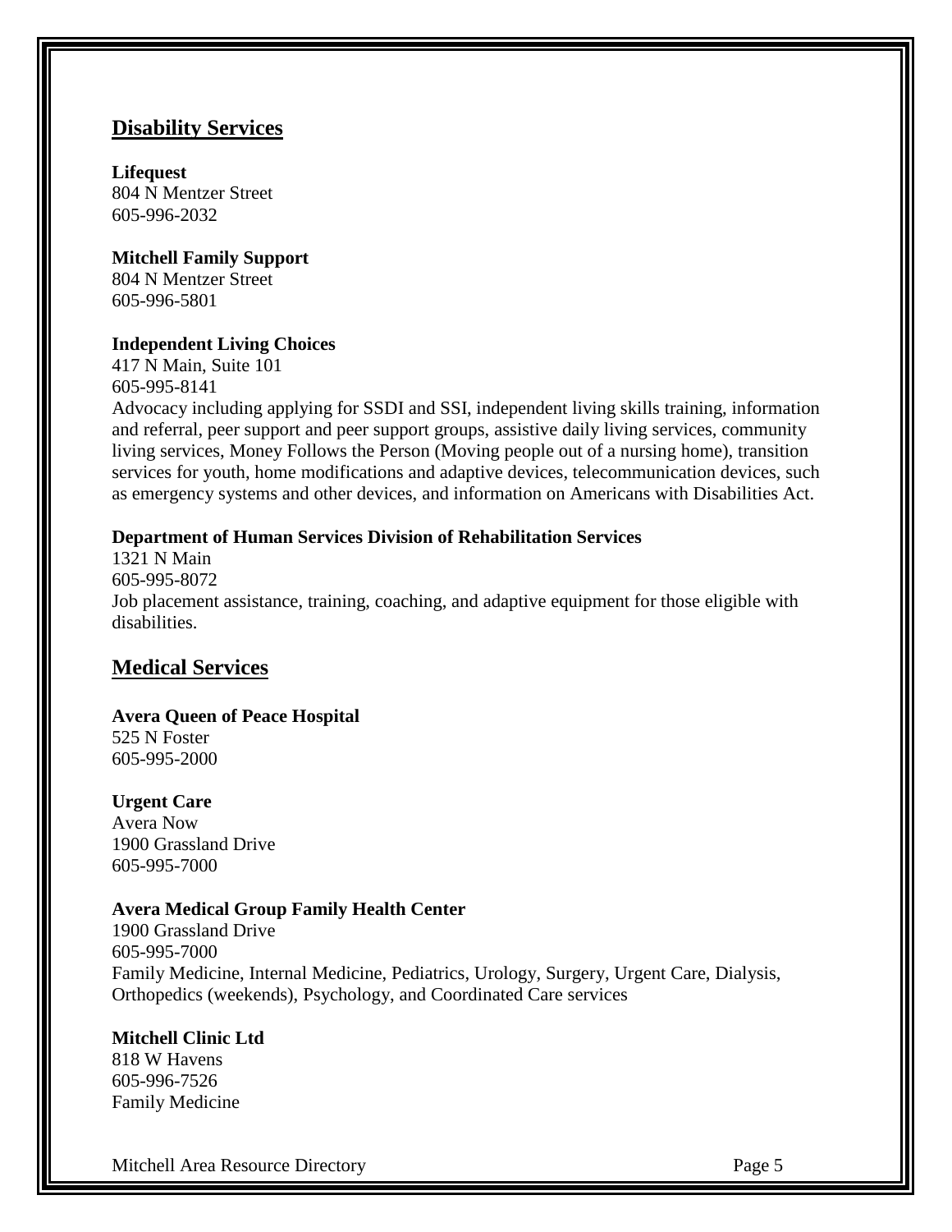## Disability Services

**Lifequest**
804 N Mentzer Street
605-996-2032

**Mitchell Family Support**
804 N Mentzer Street
605-996-5801

**Independent Living Choices**
417 N Main, Suite 101
605-995-8141
Advocacy including applying for SSDI and SSI, independent living skills training, information and referral, peer support and peer support groups, assistive daily living services, community living services, Money Follows the Person (Moving people out of a nursing home), transition services for youth, home modifications and adaptive devices, telecommunication devices, such as emergency systems and other devices, and information on Americans with Disabilities Act.

**Department of Human Services Division of Rehabilitation Services**
1321 N Main
605-995-8072
Job placement assistance, training, coaching, and adaptive equipment for those eligible with disabilities.

## Medical Services

**Avera Queen of Peace Hospital**
525 N Foster
605-995-2000

**Urgent Care**
Avera Now
1900 Grassland Drive
605-995-7000

**Avera Medical Group Family Health Center**
1900 Grassland Drive
605-995-7000
Family Medicine, Internal Medicine, Pediatrics, Urology, Surgery, Urgent Care, Dialysis, Orthopedics (weekends), Psychology, and Coordinated Care services

**Mitchell Clinic Ltd**
818 W Havens
605-996-7526
Family Medicine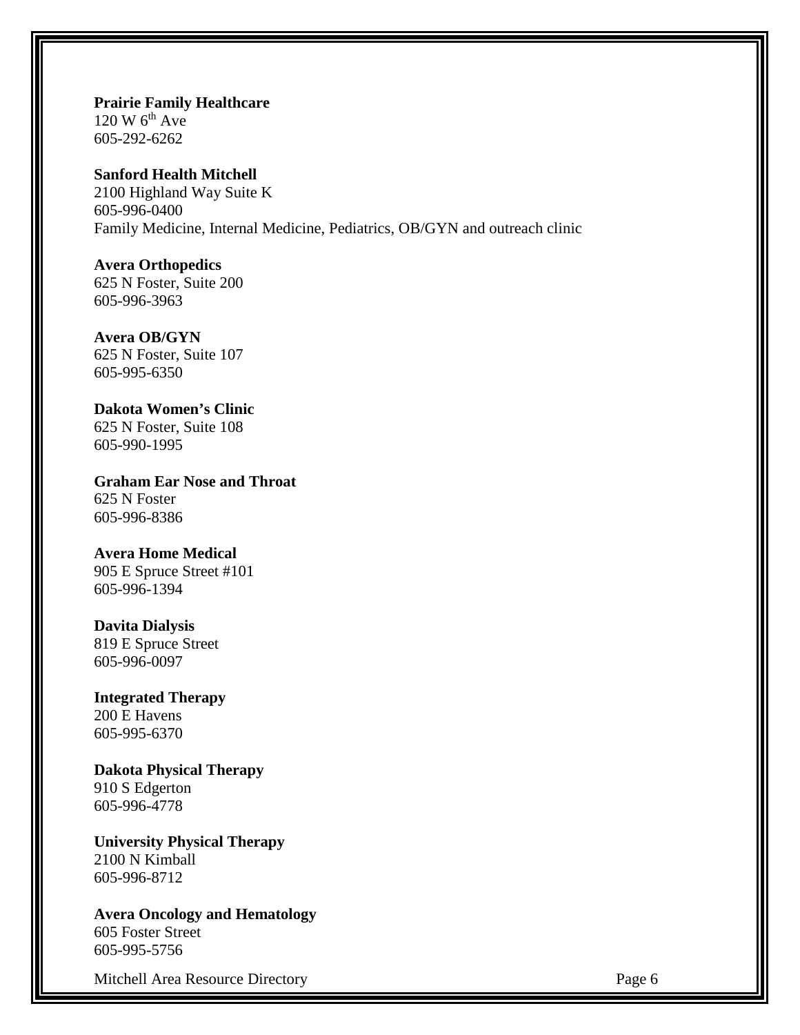**Prairie Family Healthcare**
120 W 6th Ave
605-292-6262

**Sanford Health Mitchell**
2100 Highland Way Suite K
605-996-0400
Family Medicine, Internal Medicine, Pediatrics, OB/GYN and outreach clinic

**Avera Orthopedics**
625 N Foster, Suite 200
605-996-3963

**Avera OB/GYN**
625 N Foster, Suite 107
605-995-6350

**Dakota Women's Clinic**
625 N Foster, Suite 108
605-990-1995

**Graham Ear Nose and Throat**
625 N Foster
605-996-8386

**Avera Home Medical**
905 E Spruce Street #101
605-996-1394

**Davita Dialysis**
819 E Spruce Street
605-996-0097

**Integrated Therapy**
200 E Havens
605-995-6370

**Dakota Physical Therapy**
910 S Edgerton
605-996-4778

**University Physical Therapy**
2100 N Kimball
605-996-8712

**Avera Oncology and Hematology**
605 Foster Street
605-995-5756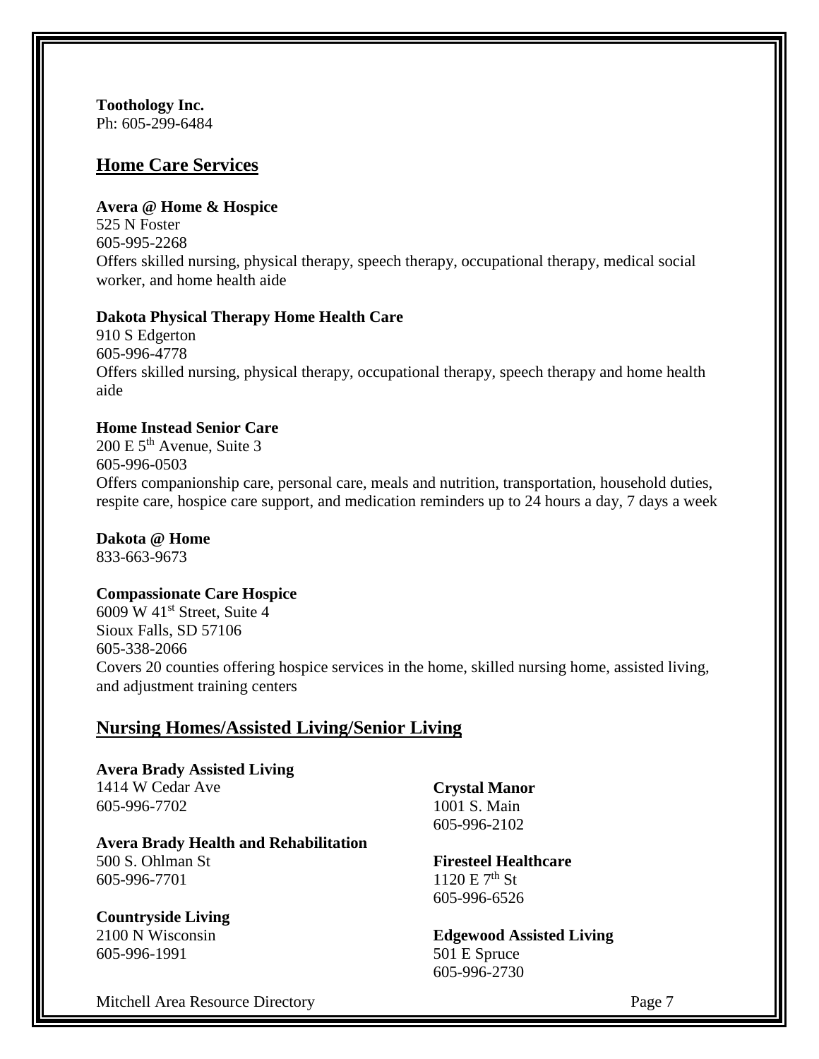**Toothology Inc.**
Ph: 605-299-6484

## Home Care Services

**Avera @ Home & Hospice**
525 N Foster
605-995-2268
Offers skilled nursing, physical therapy, speech therapy, occupational therapy, medical social worker, and home health aide

**Dakota Physical Therapy Home Health Care**
910 S Edgerton
605-996-4778
Offers skilled nursing, physical therapy, occupational therapy, speech therapy and home health aide

**Home Instead Senior Care**
200 E 5th Avenue, Suite 3
605-996-0503
Offers companionship care, personal care, meals and nutrition, transportation, household duties, respite care, hospice care support, and medication reminders up to 24 hours a day, 7 days a week

**Dakota @ Home**
833-663-9673

**Compassionate Care Hospice**
6009 W 41st Street, Suite 4
Sioux Falls, SD 57106
605-338-2066
Covers 20 counties offering hospice services in the home, skilled nursing home, assisted living, and adjustment training centers

## Nursing Homes/Assisted Living/Senior Living

**Avera Brady Assisted Living**
1414 W Cedar Ave
605-996-7702

**Avera Brady Health and Rehabilitation**
500 S. Ohlman St
605-996-7701

**Countryside Living**
2100 N Wisconsin
605-996-1991

**Crystal Manor**
1001 S. Main
605-996-2102

**Firesteel Healthcare**
1120 E 7th St
605-996-6526

**Edgewood Assisted Living**
501 E Spruce
605-996-2730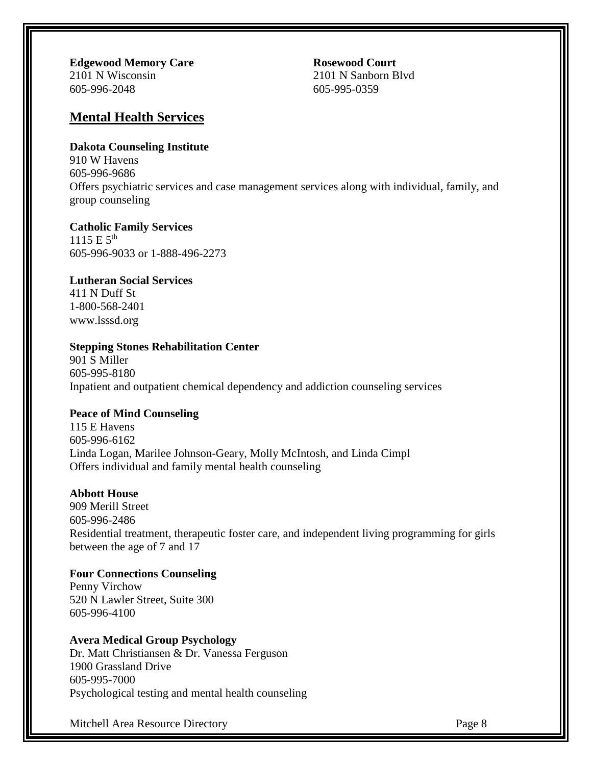**Edgewood Memory Care**
2101 N Wisconsin
605-996-2048

**Rosewood Court**
2101 N Sanborn Blvd
605-995-0359

## Mental Health Services

**Dakota Counseling Institute**
910 W Havens
605-996-9686
Offers psychiatric services and case management services along with individual, family, and group counseling

**Catholic Family Services**
1115 E 5th
605-996-9033 or 1-888-496-2273

**Lutheran Social Services**
411 N Duff St
1-800-568-2401
www.lsssd.org

**Stepping Stones Rehabilitation Center**
901 S Miller
605-995-8180
Inpatient and outpatient chemical dependency and addiction counseling services

**Peace of Mind Counseling**
115 E Havens
605-996-6162
Linda Logan, Marilee Johnson-Geary, Molly McIntosh, and Linda Cimpl
Offers individual and family mental health counseling

**Abbott House**
909 Merill Street
605-996-2486
Residential treatment, therapeutic foster care, and independent living programming for girls between the age of 7 and 17

**Four Connections Counseling**
Penny Virchow
520 N Lawler Street, Suite 300
605-996-4100

**Avera Medical Group Psychology**
Dr. Matt Christiansen & Dr. Vanessa Ferguson
1900 Grassland Drive
605-995-7000
Psychological testing and mental health counseling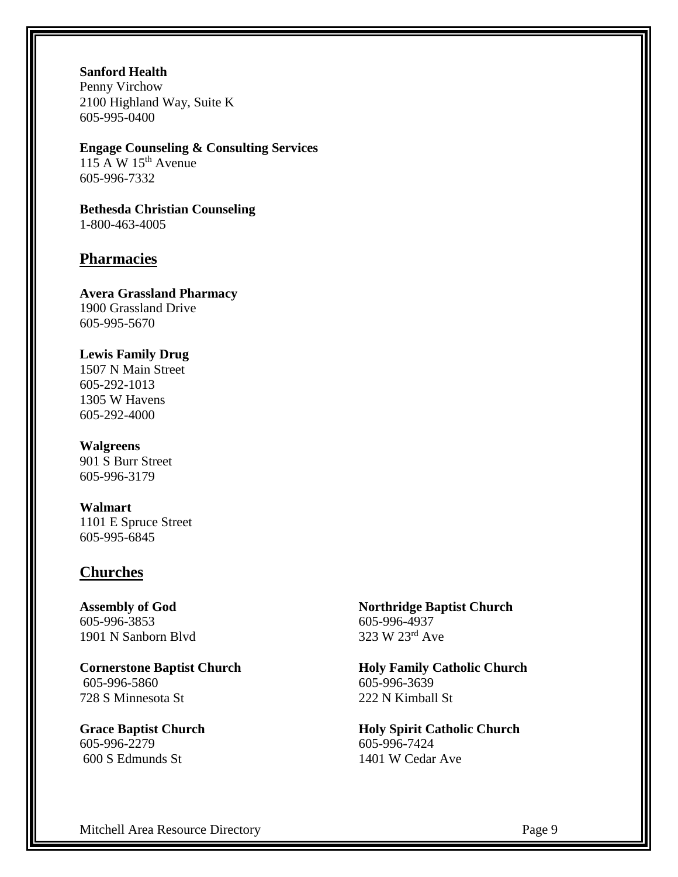**Sanford Health**
Penny Virchow
2100 Highland Way, Suite K
605-995-0400

**Engage Counseling & Consulting Services**
115 A W 15th Avenue
605-996-7332

**Bethesda Christian Counseling**
1-800-463-4005

## Pharmacies

**Avera Grassland Pharmacy**
1900 Grassland Drive
605-995-5670

**Lewis Family Drug**
1507 N Main Street
605-292-1013
1305 W Havens
605-292-4000

**Walgreens**
901 S Burr Street
605-996-3179

**Walmart**
1101 E Spruce Street
605-995-6845

## Churches

**Assembly of God**
605-996-3853
1901 N Sanborn Blvd

**Cornerstone Baptist Church**
605-996-5860
728 S Minnesota St

**Grace Baptist Church**
605-996-2279
600 S Edmunds St

**Northridge Baptist Church**
605-996-4937
323 W 23rd Ave

**Holy Family Catholic Church**
605-996-3639
222 N Kimball St

**Holy Spirit Catholic Church**
605-996-7424
1401 W Cedar Ave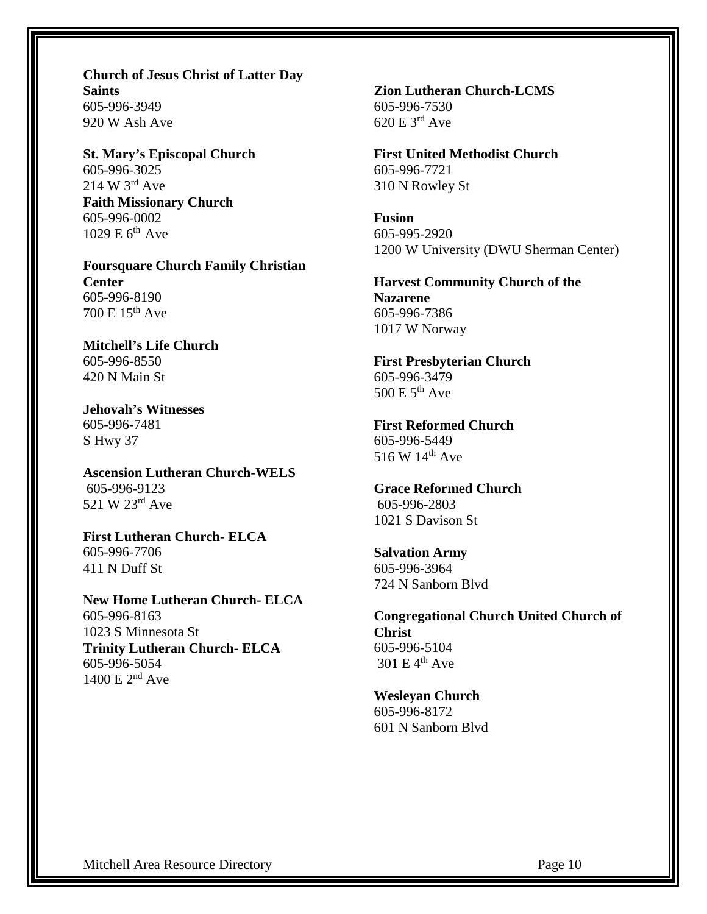**Church of Jesus Christ of Latter Day Saints**
605-996-3949
920 W Ash Ave

**St. Mary's Episcopal Church**
605-996-3025
214 W 3rd Ave

**Faith Missionary Church**
605-996-0002
1029 E 6th Ave

**Foursquare Church Family Christian Center**
605-996-8190
700 E 15th Ave

**Mitchell's Life Church**
605-996-8550
420 N Main St

**Jehovah's Witnesses**
605-996-7481
S Hwy 37

**Ascension Lutheran Church-WELS**
605-996-9123
521 W 23rd Ave

**First Lutheran Church- ELCA**
605-996-7706
411 N Duff St

**New Home Lutheran Church- ELCA**
605-996-8163
1023 S Minnesota St

**Trinity Lutheran Church- ELCA**
605-996-5054
1400 E 2nd Ave

**Zion Lutheran Church-LCMS**
605-996-7530
620 E 3rd Ave

**First United Methodist Church**
605-996-7721
310 N Rowley St

**Fusion**
605-995-2920
1200 W University (DWU Sherman Center)

**Harvest Community Church of the Nazarene**
605-996-7386
1017 W Norway

**First Presbyterian Church**
605-996-3479
500 E 5th Ave

**First Reformed Church**
605-996-5449
516 W 14th Ave

**Grace Reformed Church**
605-996-2803
1021 S Davison St

**Salvation Army**
605-996-3964
724 N Sanborn Blvd

**Congregational Church United Church of Christ**
605-996-5104
301 E 4th Ave

**Wesleyan Church**
605-996-8172
601 N Sanborn Blvd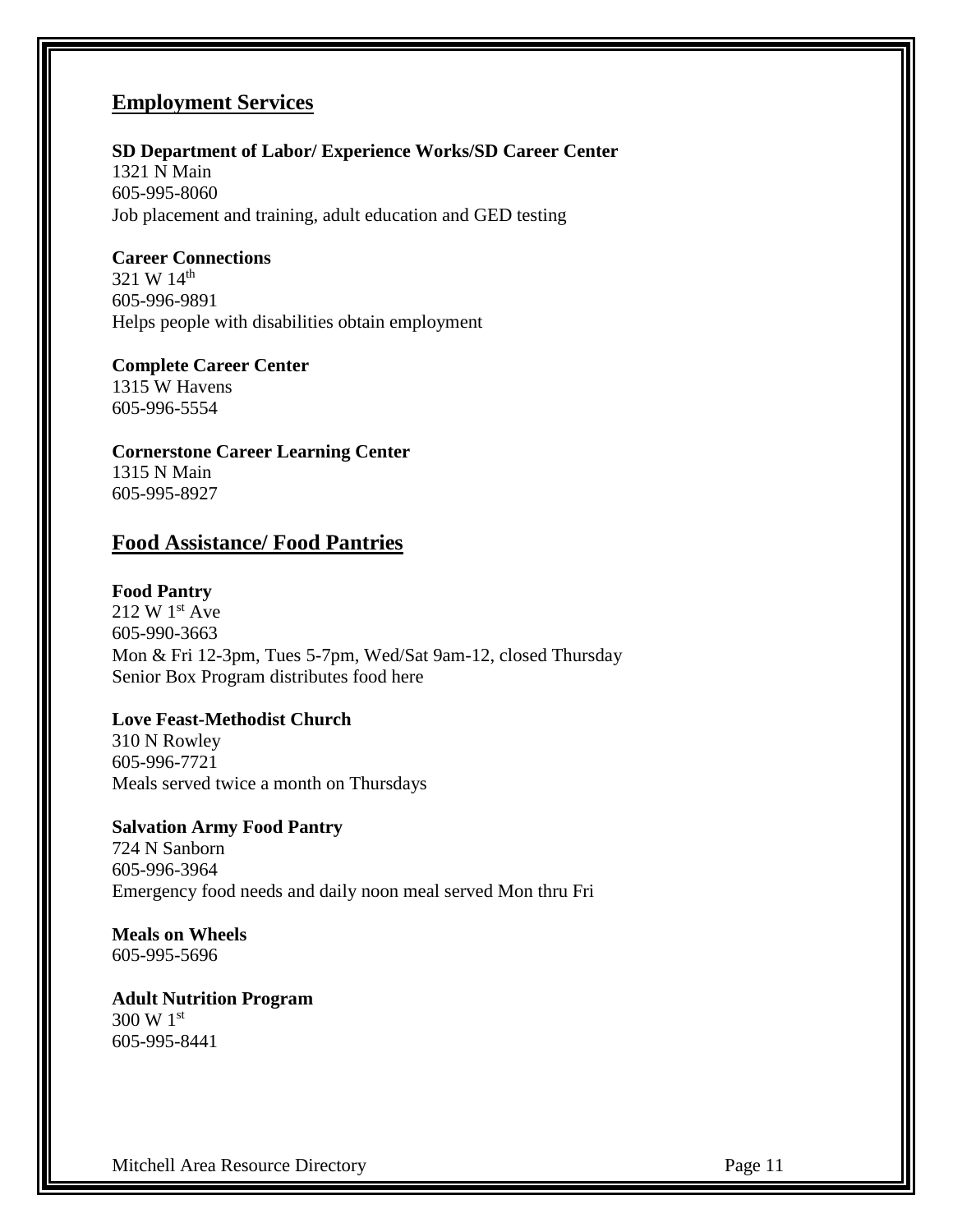## Employment Services

**SD Department of Labor/ Experience Works/SD Career Center**
1321 N Main
605-995-8060
Job placement and training, adult education and GED testing

**Career Connections**
321 W 14th
605-996-9891
Helps people with disabilities obtain employment

**Complete Career Center**
1315 W Havens
605-996-5554

**Cornerstone Career Learning Center**
1315 N Main
605-995-8927

## Food Assistance/ Food Pantries

**Food Pantry**
212 W 1st Ave
605-990-3663
Mon & Fri 12-3pm, Tues 5-7pm, Wed/Sat 9am-12, closed Thursday
Senior Box Program distributes food here

**Love Feast-Methodist Church**
310 N Rowley
605-996-7721
Meals served twice a month on Thursdays

**Salvation Army Food Pantry**
724 N Sanborn
605-996-3964
Emergency food needs and daily noon meal served Mon thru Fri

**Meals on Wheels**
605-995-5696

**Adult Nutrition Program**
300 W 1st
605-995-8441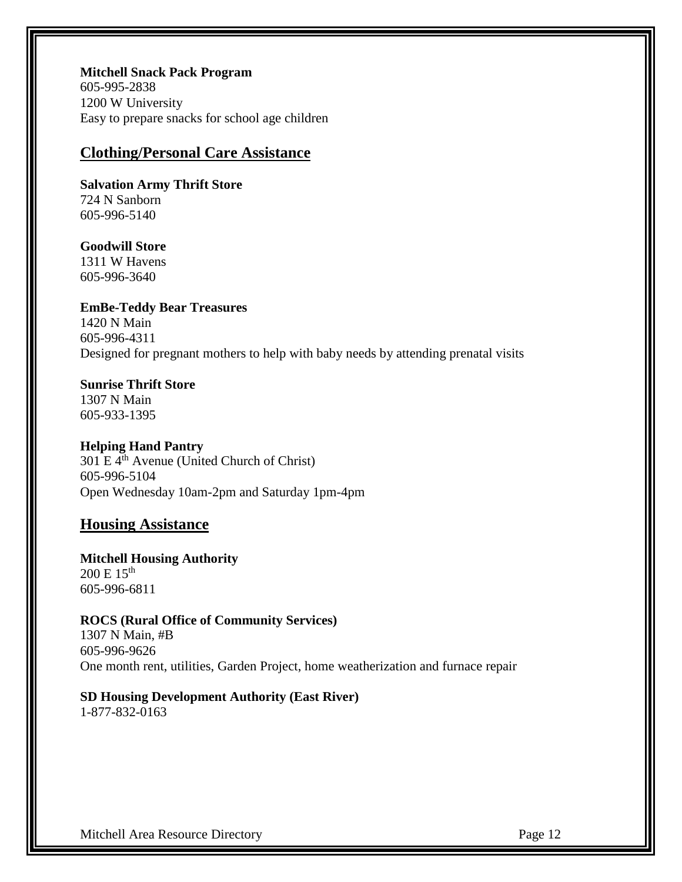**Mitchell Snack Pack Program**
605-995-2838
1200 W University
Easy to prepare snacks for school age children

## Clothing/Personal Care Assistance

**Salvation Army Thrift Store**
724 N Sanborn
605-996-5140

**Goodwill Store**
1311 W Havens
605-996-3640

**EmBe-Teddy Bear Treasures**
1420 N Main
605-996-4311
Designed for pregnant mothers to help with baby needs by attending prenatal visits

**Sunrise Thrift Store**
1307 N Main
605-933-1395

**Helping Hand Pantry**
301 E 4th Avenue (United Church of Christ)
605-996-5104
Open Wednesday 10am-2pm and Saturday 1pm-4pm

## Housing Assistance

**Mitchell Housing Authority**
200 E 15th
605-996-6811

**ROCS (Rural Office of Community Services)**
1307 N Main, #B
605-996-9626
One month rent, utilities, Garden Project, home weatherization and furnace repair

**SD Housing Development Authority (East River)**
1-877-832-0163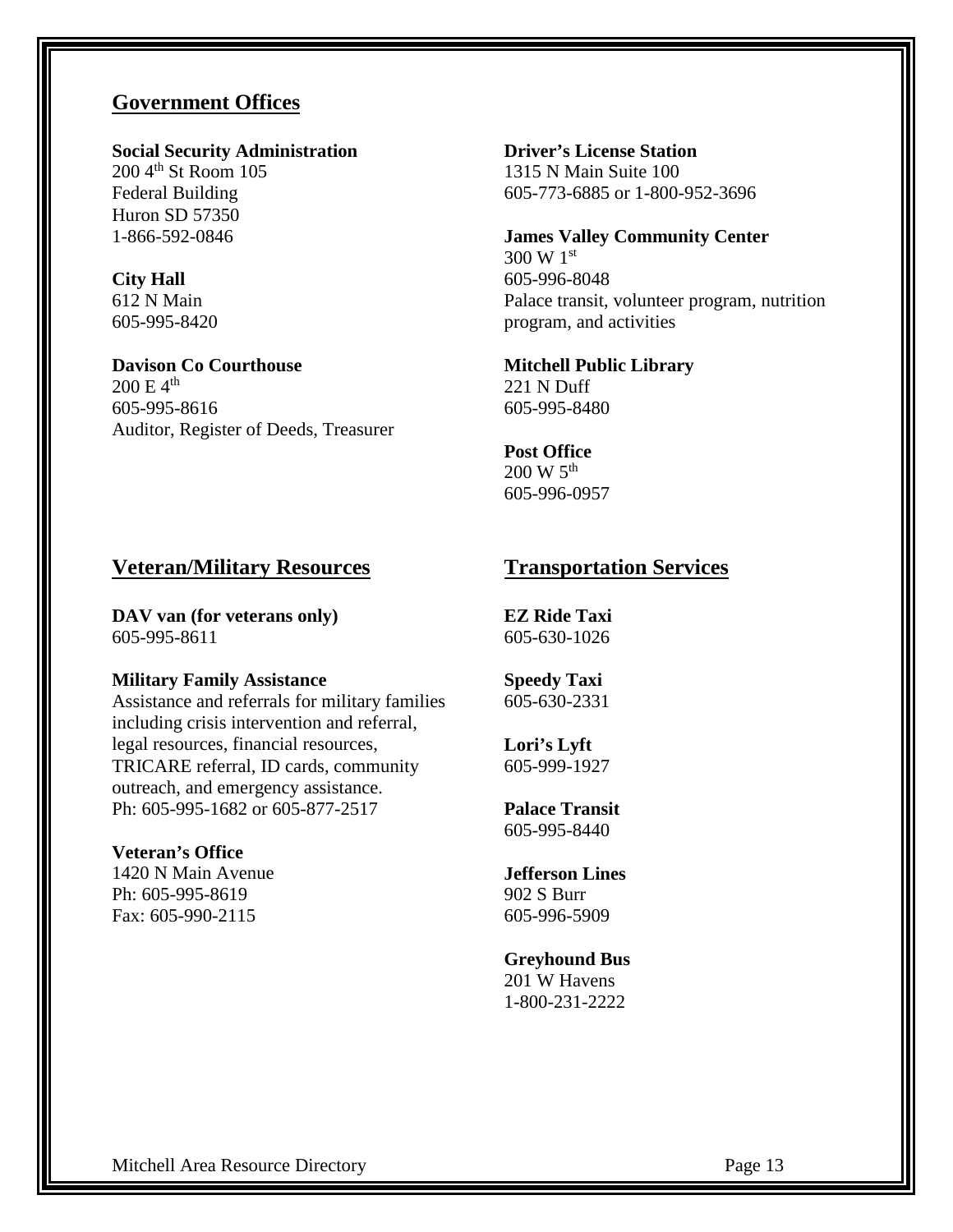## Government Offices

**Social Security Administration**
200 4th St Room 105
Federal Building
Huron SD 57350
1-866-592-0846

**City Hall**
612 N Main
605-995-8420

**Davison Co Courthouse**
200 E 4th
605-995-8616
Auditor, Register of Deeds, Treasurer

**Driver's License Station**
1315 N Main Suite 100
605-773-6885 or 1-800-952-3696

**James Valley Community Center**
300 W 1st
605-996-8048
Palace transit, volunteer program, nutrition program, and activities

**Mitchell Public Library**
221 N Duff
605-995-8480

**Post Office**
200 W 5th
605-996-0957

## Veteran/Military Resources

**DAV van (for veterans only)**
605-995-8611

**Military Family Assistance**
Assistance and referrals for military families including crisis intervention and referral, legal resources, financial resources, TRICARE referral, ID cards, community outreach, and emergency assistance.
Ph: 605-995-1682 or 605-877-2517

**Veteran's Office**
1420 N Main Avenue
Ph: 605-995-8619
Fax: 605-990-2115

## Transportation Services

**EZ Ride Taxi**
605-630-1026

**Speedy Taxi**
605-630-2331

**Lori's Lyft**
605-999-1927

**Palace Transit**
605-995-8440

**Jefferson Lines**
902 S Burr
605-996-5909

**Greyhound Bus**
201 W Havens
1-800-231-2222